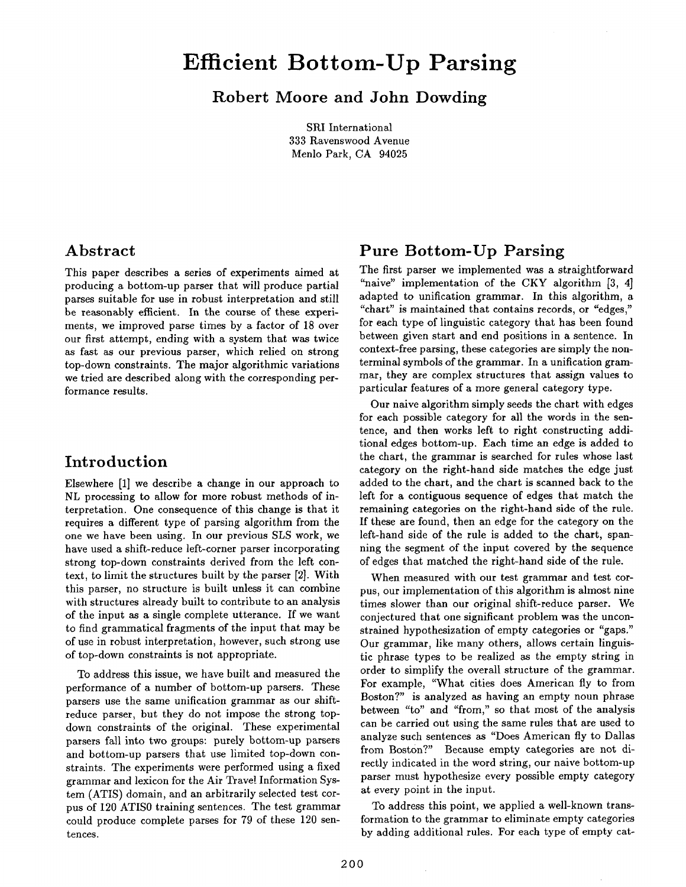# Efficient Bottom-Up Parsing

**Robert Moore and John Dowding**

SRI International
333 Ravenswood Avenue
Menlo Park, CA 94025

## Abstract

This paper describes a series of experiments aimed at producing a bottom-up parser that will produce partial parses suitable for use in robust interpretation and still be reasonably efficient. In the course of these experiments, we improved parse times by a factor of 18 over our first attempt, ending with a system that was twice as fast as our previous parser, which relied on strong top-down constraints. The major algorithmic variations we tried are described along with the corresponding performance results.

## Introduction

Elsewhere [1] we describe a change in our approach to NL processing to allow for more robust methods of interpretation. One consequence of this change is that it requires a different type of parsing algorithm from the one we have been using. In our previous SLS work, we have used a shift-reduce left-corner parser incorporating strong top-down constraints derived from the left context, to limit the structures built by the parser [2]. With this parser, no structure is built unless it can combine with structures already built to contribute to an analysis of the input as a single complete utterance. If we want to find grammatical fragments of the input that may be of use in robust interpretation, however, such strong use of top-down constraints is not appropriate.

To address this issue, we have built and measured the performance of a number of bottom-up parsers. These parsers use the same unification grammar as our shift-reduce parser, but they do not impose the strong top-down constraints of the original. These experimental parsers fall into two groups: purely bottom-up parsers and bottom-up parsers that use limited top-down constraints. The experiments were performed using a fixed grammar and lexicon for the Air Travel Information System (ATIS) domain, and an arbitrarily selected test corpus of 120 ATIS0 training sentences. The test grammar could produce complete parses for 79 of these 120 sentences.

## Pure Bottom-Up Parsing

The first parser we implemented was a straightforward "naive" implementation of the CKY algorithm [3, 4] adapted to unification grammar. In this algorithm, a "chart" is maintained that contains records, or "edges," for each type of linguistic category that has been found between given start and end positions in a sentence. In context-free parsing, these categories are simply the nonterminal symbols of the grammar. In a unification grammar, they are complex structures that assign values to particular features of a more general category type.

Our naive algorithm simply seeds the chart with edges for each possible category for all the words in the sentence, and then works left to right constructing additional edges bottom-up. Each time an edge is added to the chart, the grammar is searched for rules whose last category on the right-hand side matches the edge just added to the chart, and the chart is scanned back to the left for a contiguous sequence of edges that match the remaining categories on the right-hand side of the rule. If these are found, then an edge for the category on the left-hand side of the rule is added to the chart, spanning the segment of the input covered by the sequence of edges that matched the right-hand side of the rule.

When measured with our test grammar and test corpus, our implementation of this algorithm is almost nine times slower than our original shift-reduce parser. We conjectured that one significant problem was the unconstrained hypothesization of empty categories or "gaps." Our grammar, like many others, allows certain linguistic phrase types to be realized as the empty string in order to simplify the overall structure of the grammar. For example, "What cities does American fly to from Boston?" is analyzed as having an empty noun phrase between "to" and "from," so that most of the analysis can be carried out using the same rules that are used to analyze such sentences as "Does American fly to Dallas from Boston?" Because empty categories are not directly indicated in the word string, our naive bottom-up parser must hypothesize every possible empty category at every point in the input.

To address this point, we applied a well-known transformation to the grammar to eliminate empty categories by adding additional rules. For each type of empty cat-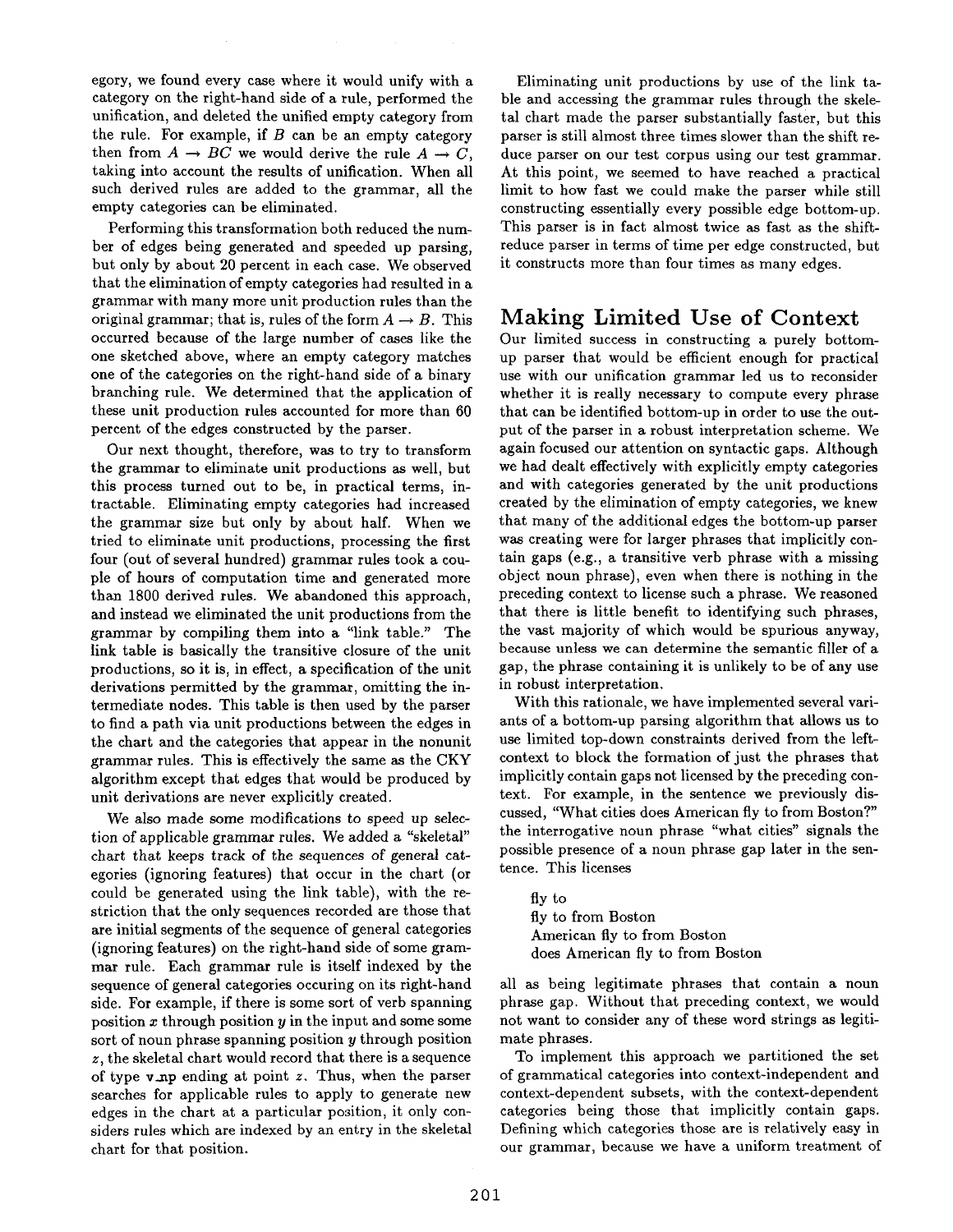egory, we found every case where it would unify with a category on the right-hand side of a rule, performed the unification, and deleted the unified empty category from the rule. For example, if $B$ can be an empty category then from $A \rightarrow BC$ we would derive the rule $A \rightarrow C$, taking into account the results of unification. When all such derived rules are added to the grammar, all the empty categories can be eliminated.

Performing this transformation both reduced the number of edges being generated and speeded up parsing, but only by about 20 percent in each case. We observed that the elimination of empty categories had resulted in a grammar with many more unit production rules than the original grammar; that is, rules of the form $A \rightarrow B$. This occurred because of the large number of cases like the one sketched above, where an empty category matches one of the categories on the right-hand side of a binary branching rule. We determined that the application of these unit production rules accounted for more than 60 percent of the edges constructed by the parser.

Our next thought, therefore, was to try to transform the grammar to eliminate unit productions as well, but this process turned out to be, in practical terms, intractable. Eliminating empty categories had increased the grammar size but only by about half. When we tried to eliminate unit productions, processing the first four (out of several hundred) grammar rules took a couple of hours of computation time and generated more than 1800 derived rules. We abandoned this approach, and instead we eliminated the unit productions from the grammar by compiling them into a "link table." The link table is basically the transitive closure of the unit productions, so it is, in effect, a specification of the unit derivations permitted by the grammar, omitting the intermediate nodes. This table is then used by the parser to find a path via unit productions between the edges in the chart and the categories that appear in the nonunit grammar rules. This is effectively the same as the CKY algorithm except that edges that would be produced by unit derivations are never explicitly created.

We also made some modifications to speed up selection of applicable grammar rules. We added a "skeletal" chart that keeps track of the sequences of general categories (ignoring features) that occur in the chart (or could be generated using the link table), with the restriction that the only sequences recorded are those that are initial segments of the sequence of general categories (ignoring features) on the right-hand side of some grammar rule. Each grammar rule is itself indexed by the sequence of general categories occuring on its right-hand side. For example, if there is some sort of verb spanning position $x$ through position $y$ in the input and some some sort of noun phrase spanning position $y$ through position $z$, the skeletal chart would record that there is a sequence of type v_np ending at point $z$. Thus, when the parser searches for applicable rules to apply to generate new edges in the chart at a particular position, it only considers rules which are indexed by an entry in the skeletal chart for that position.

Eliminating unit productions by use of the link table and accessing the grammar rules through the skeletal chart made the parser substantially faster, but this parser is still almost three times slower than the shift reduce parser on our test corpus using our test grammar. At this point, we seemed to have reached a practical limit to how fast we could make the parser while still constructing essentially every possible edge bottom-up. This parser is in fact almost twice as fast as the shift-reduce parser in terms of time per edge constructed, but it constructs more than four times as many edges.

## Making Limited Use of Context

Our limited success in constructing a purely bottom-up parser that would be efficient enough for practical use with our unification grammar led us to reconsider whether it is really necessary to compute every phrase that can be identified bottom-up in order to use the output of the parser in a robust interpretation scheme. We again focused our attention on syntactic gaps. Although we had dealt effectively with explicitly empty categories and with categories generated by the unit productions created by the elimination of empty categories, we knew that many of the additional edges the bottom-up parser was creating were for larger phrases that implicitly contain gaps (e.g., a transitive verb phrase with a missing object noun phrase), even when there is nothing in the preceding context to license such a phrase. We reasoned that there is little benefit to identifying such phrases, the vast majority of which would be spurious anyway, because unless we can determine the semantic filler of a gap, the phrase containing it is unlikely to be of any use in robust interpretation.

With this rationale, we have implemented several variants of a bottom-up parsing algorithm that allows us to use limited top-down constraints derived from the left-context to block the formation of just the phrases that implicitly contain gaps not licensed by the preceding context. For example, in the sentence we previously discussed, "What cities does American fly to from Boston?" the interrogative noun phrase "what cities" signals the possible presence of a noun phrase gap later in the sentence. This licenses

> fly to
> fly to from Boston
> American fly to from Boston
> does American fly to from Boston

all as being legitimate phrases that contain a noun phrase gap. Without that preceding context, we would not want to consider any of these word strings as legitimate phrases.

To implement this approach we partitioned the set of grammatical categories into context-independent and context-dependent subsets, with the context-dependent categories being those that implicitly contain gaps. Defining which categories those are is relatively easy in our grammar, because we have a uniform treatment of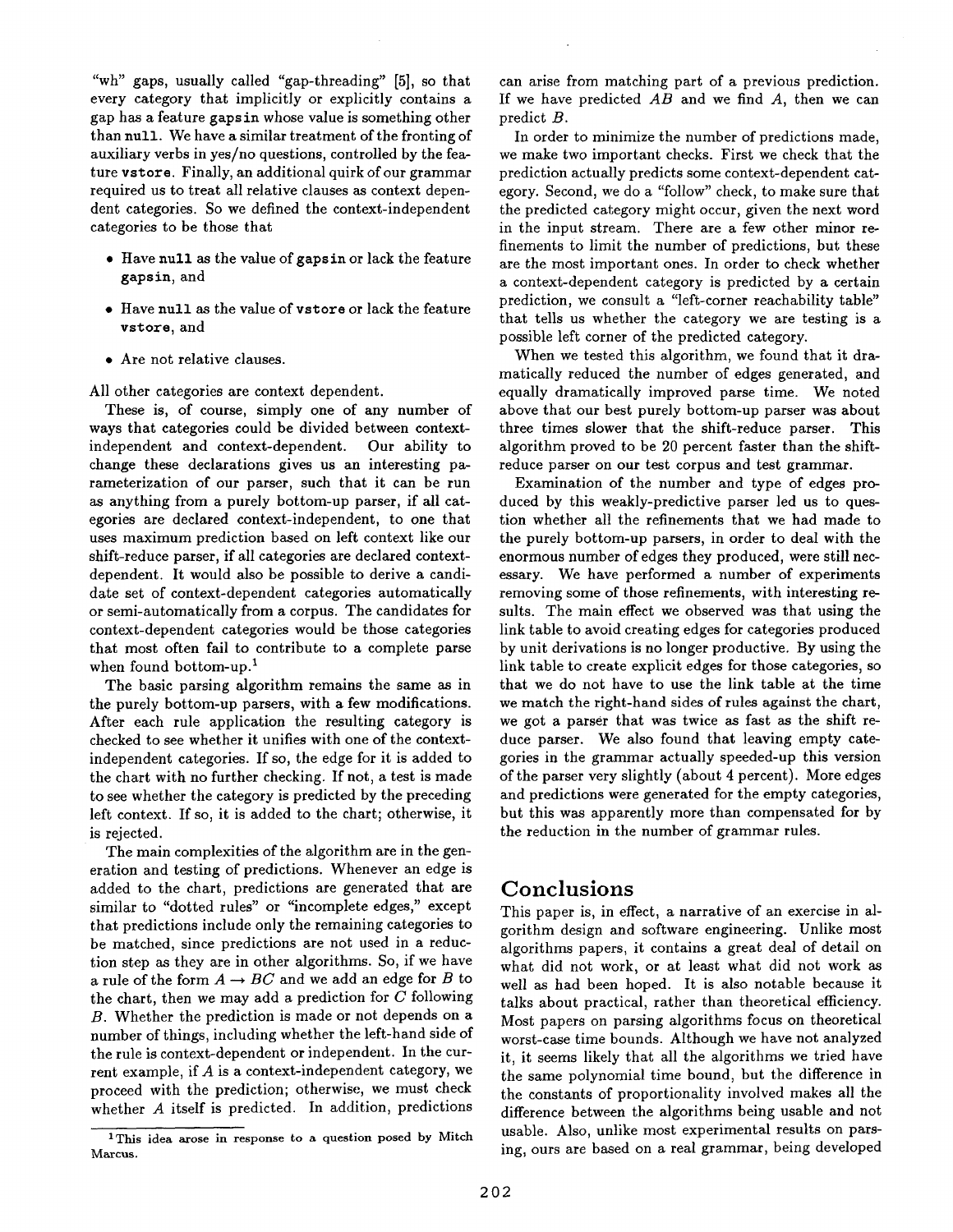"wh" gaps, usually called "gap-threading" [5], so that every category that implicitly or explicitly contains a gap has a feature `gapsin` whose value is something other than `null`. We have a similar treatment of the fronting of auxiliary verbs in yes/no questions, controlled by the feature `vstore`. Finally, an additional quirk of our grammar required us to treat all relative clauses as context dependent categories. So we defined the context-independent categories to be those that

- Have `null` as the value of `gapsin` or lack the feature `gapsin`, and
- Have `null` as the value of `vstore` or lack the feature `vstore`, and
- Are not relative clauses.

All other categories are context dependent.

These is, of course, simply one of any number of ways that categories could be divided between context-independent and context-dependent. Our ability to change these declarations gives us an interesting parameterization of our parser, such that it can be run as anything from a purely bottom-up parser, if all categories are declared context-independent, to one that uses maximum prediction based on left context like our shift-reduce parser, if all categories are declared context-dependent. It would also be possible to derive a candidate set of context-dependent categories automatically or semi-automatically from a corpus. The candidates for context-dependent categories would be those categories that most often fail to contribute to a complete parse when found bottom-up.[1]

The basic parsing algorithm remains the same as in the purely bottom-up parsers, with a few modifications. After each rule application the resulting category is checked to see whether it unifies with one of the context-independent categories. If so, the edge for it is added to the chart with no further checking. If not, a test is made to see whether the category is predicted by the preceding left context. If so, it is added to the chart; otherwise, it is rejected.

The main complexities of the algorithm are in the generation and testing of predictions. Whenever an edge is added to the chart, predictions are generated that are similar to "dotted rules" or "incomplete edges," except that predictions include only the remaining categories to be matched, since predictions are not used in a reduction step as they are in other algorithms. So, if we have a rule of the form $A \rightarrow BC$ and we add an edge for $B$ to the chart, then we may add a prediction for $C$ following $B$. Whether the prediction is made or not depends on a number of things, including whether the left-hand side of the rule is context-dependent or independent. In the current example, if $A$ is a context-independent category, we proceed with the prediction; otherwise, we must check whether $A$ itself is predicted. In addition, predictions can arise from matching part of a previous prediction. If we have predicted $AB$ and we find $A$, then we can predict $B$.

In order to minimize the number of predictions made, we make two important checks. First we check that the prediction actually predicts some context-dependent category. Second, we do a "follow" check, to make sure that the predicted category might occur, given the next word in the input stream. There are a few other minor refinements to limit the number of predictions, but these are the most important ones. In order to check whether a context-dependent category is predicted by a certain prediction, we consult a "left-corner reachability table" that tells us whether the category we are testing is a possible left corner of the predicted category.

When we tested this algorithm, we found that it dramatically reduced the number of edges generated, and equally dramatically improved parse time. We noted above that our best purely bottom-up parser was about three times slower that the shift-reduce parser. This algorithm proved to be 20 percent faster than the shift-reduce parser on our test corpus and test grammar.

Examination of the number and type of edges produced by this weakly-predictive parser led us to question whether all the refinements that we had made to the purely bottom-up parsers, in order to deal with the enormous number of edges they produced, were still necessary. We have performed a number of experiments removing some of those refinements, with interesting results. The main effect we observed was that using the link table to avoid creating edges for categories produced by unit derivations is no longer productive. By using the link table to create explicit edges for those categories, so that we do not have to use the link table at the time we match the right-hand sides of rules against the chart, we got a parser that was twice as fast as the shift reduce parser. We also found that leaving empty categories in the grammar actually speeded-up this version of the parser very slightly (about 4 percent). More edges and predictions were generated for the empty categories, but this was apparently more than compensated for by the reduction in the number of grammar rules.

## Conclusions

This paper is, in effect, a narrative of an exercise in algorithm design and software engineering. Unlike most algorithms papers, it contains a great deal of detail on what did not work, or at least what did not work as well as had been hoped. It is also notable because it talks about practical, rather than theoretical efficiency. Most papers on parsing algorithms focus on theoretical worst-case time bounds. Although we have not analyzed it, it seems likely that all the algorithms we tried have the same polynomial time bound, but the difference in the constants of proportionality involved makes all the difference between the algorithms being usable and not usable. Also, unlike most experimental results on parsing, ours are based on a real grammar, being developed

[1] This idea arose in response to a question posed by Mitch Marcus.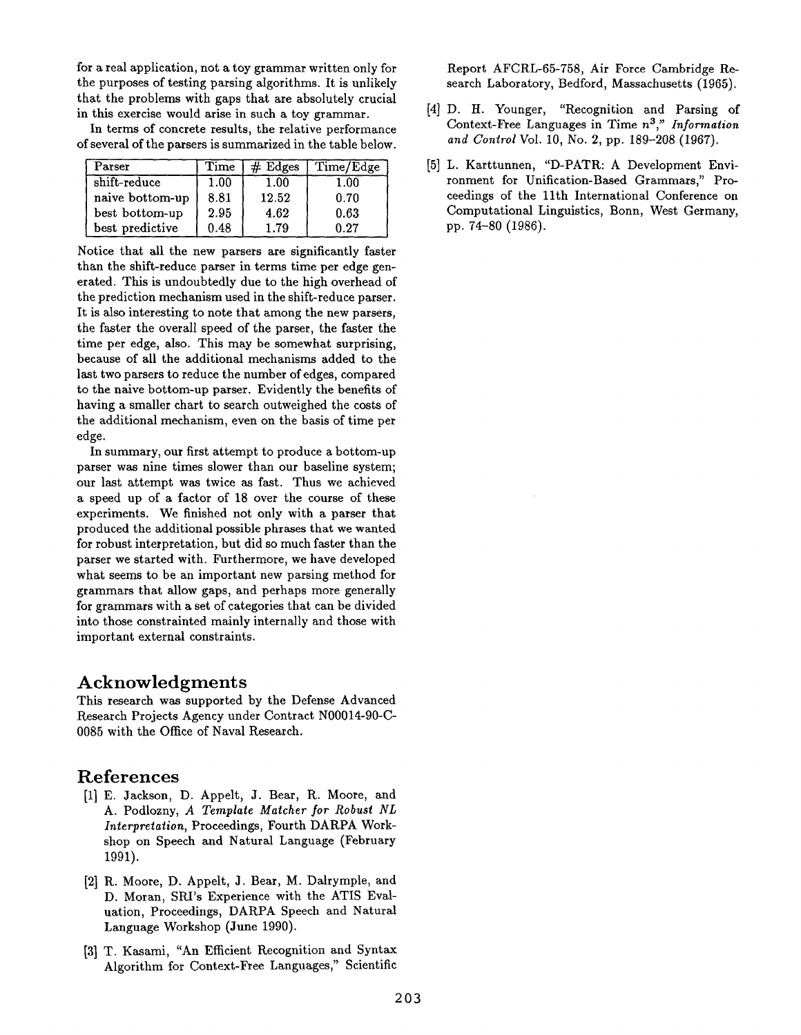for a real application, not a toy grammar written only for the purposes of testing parsing algorithms. It is unlikely that the problems with gaps that are absolutely crucial in this exercise would arise in such a toy grammar.

In terms of concrete results, the relative performance of several of the parsers is summarized in the table below.

| Parser | Time | # Edges | Time/Edge |
|---|---|---|---|
| shift-reduce | 1.00 | 1.00 | 1.00 |
| naive bottom-up | 8.81 | 12.52 | 0.70 |
| best bottom-up | 2.95 | 4.62 | 0.63 |
| best predictive | 0.48 | 1.79 | 0.27 |

Notice that all the new parsers are significantly faster than the shift-reduce parser in terms time per edge generated. This is undoubtedly due to the high overhead of the prediction mechanism used in the shift-reduce parser. It is also interesting to note that among the new parsers, the faster the overall speed of the parser, the faster the time per edge, also. This may be somewhat surprising, because of all the additional mechanisms added to the last two parsers to reduce the number of edges, compared to the naive bottom-up parser. Evidently the benefits of having a smaller chart to search outweighed the costs of the additional mechanism, even on the basis of time per edge.

In summary, our first attempt to produce a bottom-up parser was nine times slower than our baseline system; our last attempt was twice as fast. Thus we achieved a speed up of a factor of 18 over the course of these experiments. We finished not only with a parser that produced the additional possible phrases that we wanted for robust interpretation, but did so much faster than the parser we started with. Furthermore, we have developed what seems to be an important new parsing method for grammars that allow gaps, and perhaps more generally for grammars with a set of categories that can be divided into those constrainted mainly internally and those with important external constraints.

## Acknowledgments

This research was supported by the Defense Advanced Research Projects Agency under Contract N00014-90-C-0085 with the Office of Naval Research.

## References

[1] E. Jackson, D. Appelt, J. Bear, R. Moore, and A. Podlozny, *A Template Matcher for Robust NL Interpretation*, Proceedings, Fourth DARPA Workshop on Speech and Natural Language (February 1991).

[2] R. Moore, D. Appelt, J. Bear, M. Dalrymple, and D. Moran, SRI's Experience with the ATIS Evaluation, Proceedings, DARPA Speech and Natural Language Workshop (June 1990).

[3] T. Kasami, "An Efficient Recognition and Syntax Algorithm for Context-Free Languages," Scientific Report AFCRL-65-758, Air Force Cambridge Research Laboratory, Bedford, Massachusetts (1965).

[4] D. H. Younger, "Recognition and Parsing of Context-Free Languages in Time $n^3$," *Information and Control* Vol. 10, No. 2, pp. 189–208 (1967).

[5] L. Karttunnen, "D-PATR: A Development Environment for Unification-Based Grammars," Proceedings of the 11th International Conference on Computational Linguistics, Bonn, West Germany, pp. 74–80 (1986).